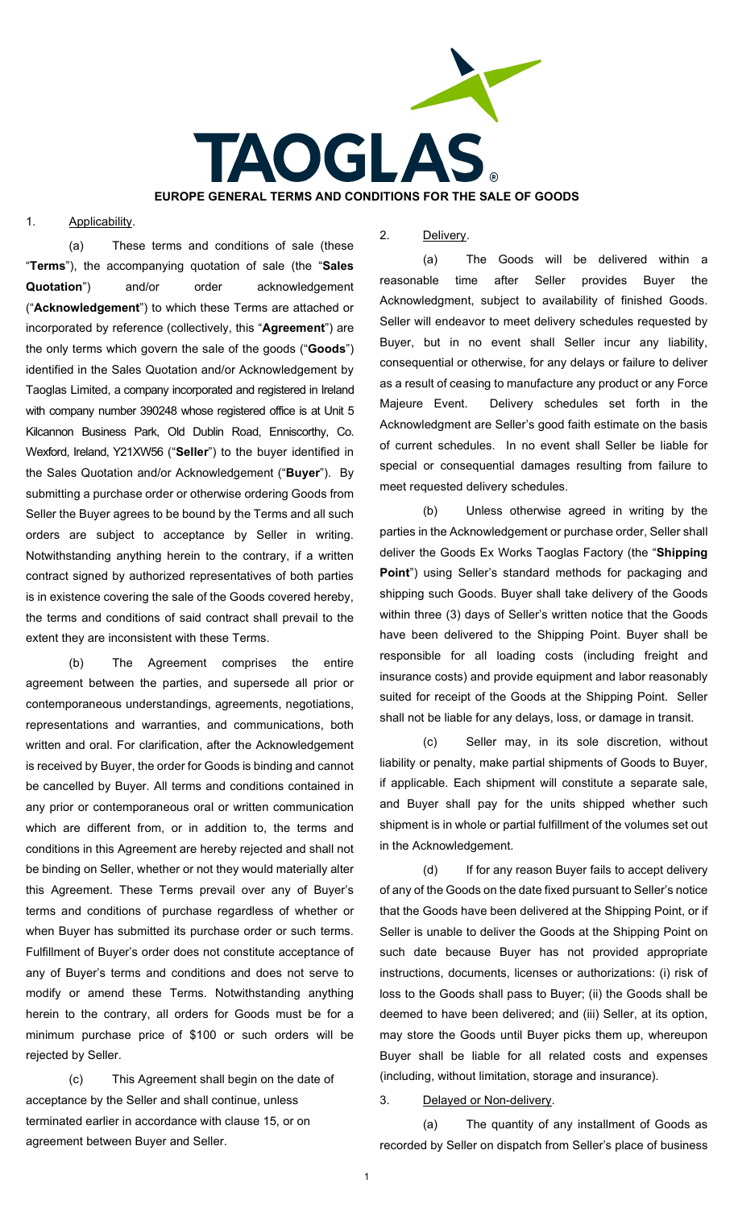# EUROPE GENERAL TERMS AND CONDITIONS FOR THE SALE OF GOODS

1. Applicability.

(a) These terms and conditions of sale (these "**Terms**"), the accompanying quotation of sale (the "**Sales Quotation**") and/or order acknowledgement ("**Acknowledgement**") to which these Terms are attached or incorporated by reference (collectively, this "**Agreement**") are the only terms which govern the sale of the goods ("**Goods**") identified in the Sales Quotation and/or Acknowledgement by Taoglas Limited, a company incorporated and registered in Ireland with company number 390248 whose registered office is at Unit 5 Kilcannon Business Park, Old Dublin Road, Enniscorthy, Co. Wexford, Ireland, Y21XW56 ("**Seller**") to the buyer identified in the Sales Quotation and/or Acknowledgement ("**Buyer**"). By submitting a purchase order or otherwise ordering Goods from Seller the Buyer agrees to be bound by the Terms and all such orders are subject to acceptance by Seller in writing. Notwithstanding anything herein to the contrary, if a written contract signed by authorized representatives of both parties is in existence covering the sale of the Goods covered hereby, the terms and conditions of said contract shall prevail to the extent they are inconsistent with these Terms.

(b) The Agreement comprises the entire agreement between the parties, and supersede all prior or contemporaneous understandings, agreements, negotiations, representations and warranties, and communications, both written and oral. For clarification, after the Acknowledgement is received by Buyer, the order for Goods is binding and cannot be cancelled by Buyer. All terms and conditions contained in any prior or contemporaneous oral or written communication which are different from, or in addition to, the terms and conditions in this Agreement are hereby rejected and shall not be binding on Seller, whether or not they would materially alter this Agreement. These Terms prevail over any of Buyer's terms and conditions of purchase regardless of whether or when Buyer has submitted its purchase order or such terms. Fulfillment of Buyer's order does not constitute acceptance of any of Buyer's terms and conditions and does not serve to modify or amend these Terms. Notwithstanding anything herein to the contrary, all orders for Goods must be for a minimum purchase price of $100 or such orders will be rejected by Seller.

(c) This Agreement shall begin on the date of acceptance by the Seller and shall continue, unless terminated earlier in accordance with clause 15, or on agreement between Buyer and Seller.

2. Delivery.

(a) The Goods will be delivered within a reasonable time after Seller provides Buyer the Acknowledgment, subject to availability of finished Goods. Seller will endeavor to meet delivery schedules requested by Buyer, but in no event shall Seller incur any liability, consequential or otherwise, for any delays or failure to deliver as a result of ceasing to manufacture any product or any Force Majeure Event. Delivery schedules set forth in the Acknowledgment are Seller's good faith estimate on the basis of current schedules. In no event shall Seller be liable for special or consequential damages resulting from failure to meet requested delivery schedules.

(b) Unless otherwise agreed in writing by the parties in the Acknowledgement or purchase order, Seller shall deliver the Goods Ex Works Taoglas Factory (the "**Shipping Point**") using Seller's standard methods for packaging and shipping such Goods. Buyer shall take delivery of the Goods within three (3) days of Seller's written notice that the Goods have been delivered to the Shipping Point. Buyer shall be responsible for all loading costs (including freight and insurance costs) and provide equipment and labor reasonably suited for receipt of the Goods at the Shipping Point. Seller shall not be liable for any delays, loss, or damage in transit.

(c) Seller may, in its sole discretion, without liability or penalty, make partial shipments of Goods to Buyer, if applicable. Each shipment will constitute a separate sale, and Buyer shall pay for the units shipped whether such shipment is in whole or partial fulfillment of the volumes set out in the Acknowledgement.

(d) If for any reason Buyer fails to accept delivery of any of the Goods on the date fixed pursuant to Seller's notice that the Goods have been delivered at the Shipping Point, or if Seller is unable to deliver the Goods at the Shipping Point on such date because Buyer has not provided appropriate instructions, documents, licenses or authorizations: (i) risk of loss to the Goods shall pass to Buyer; (ii) the Goods shall be deemed to have been delivered; and (iii) Seller, at its option, may store the Goods until Buyer picks them up, whereupon Buyer shall be liable for all related costs and expenses (including, without limitation, storage and insurance).

3. Delayed or Non-delivery.

(a) The quantity of any installment of Goods as recorded by Seller on dispatch from Seller's place of business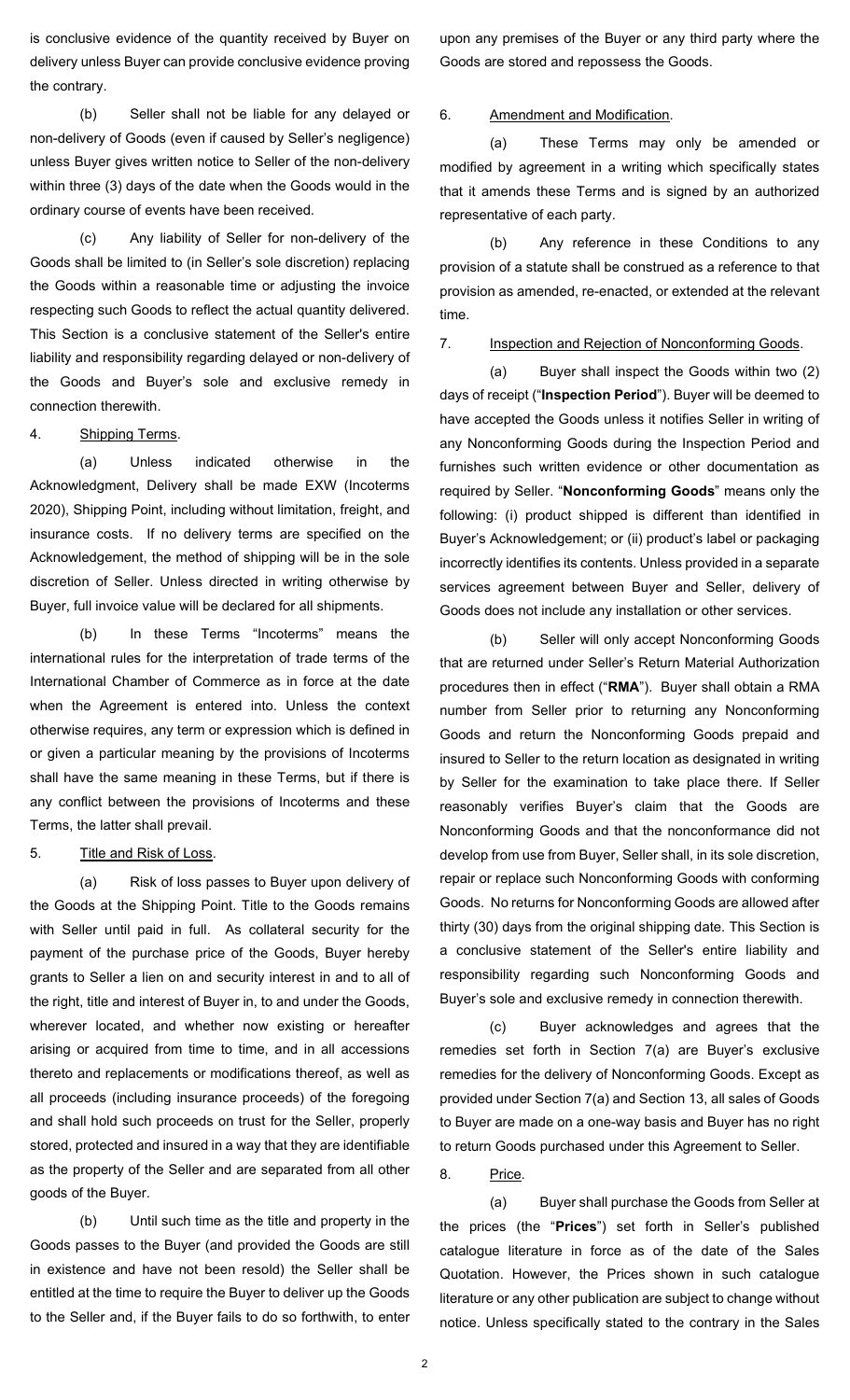is conclusive evidence of the quantity received by Buyer on delivery unless Buyer can provide conclusive evidence proving the contrary.

(b) Seller shall not be liable for any delayed or non-delivery of Goods (even if caused by Seller's negligence) unless Buyer gives written notice to Seller of the non-delivery within three (3) days of the date when the Goods would in the ordinary course of events have been received.

(c) Any liability of Seller for non-delivery of the Goods shall be limited to (in Seller's sole discretion) replacing the Goods within a reasonable time or adjusting the invoice respecting such Goods to reflect the actual quantity delivered. This Section is a conclusive statement of the Seller's entire liability and responsibility regarding delayed or non-delivery of the Goods and Buyer's sole and exclusive remedy in connection therewith.

4. Shipping Terms.

(a) Unless indicated otherwise in the Acknowledgment, Delivery shall be made EXW (Incoterms 2020), Shipping Point, including without limitation, freight, and insurance costs. If no delivery terms are specified on the Acknowledgement, the method of shipping will be in the sole discretion of Seller. Unless directed in writing otherwise by Buyer, full invoice value will be declared for all shipments.

(b) In these Terms "Incoterms" means the international rules for the interpretation of trade terms of the International Chamber of Commerce as in force at the date when the Agreement is entered into. Unless the context otherwise requires, any term or expression which is defined in or given a particular meaning by the provisions of Incoterms shall have the same meaning in these Terms, but if there is any conflict between the provisions of Incoterms and these Terms, the latter shall prevail.

5. Title and Risk of Loss.

(a) Risk of loss passes to Buyer upon delivery of the Goods at the Shipping Point. Title to the Goods remains with Seller until paid in full. As collateral security for the payment of the purchase price of the Goods, Buyer hereby grants to Seller a lien on and security interest in and to all of the right, title and interest of Buyer in, to and under the Goods, wherever located, and whether now existing or hereafter arising or acquired from time to time, and in all accessions thereto and replacements or modifications thereof, as well as all proceeds (including insurance proceeds) of the foregoing and shall hold such proceeds on trust for the Seller, properly stored, protected and insured in a way that they are identifiable as the property of the Seller and are separated from all other goods of the Buyer.

(b) Until such time as the title and property in the Goods passes to the Buyer (and provided the Goods are still in existence and have not been resold) the Seller shall be entitled at the time to require the Buyer to deliver up the Goods to the Seller and, if the Buyer fails to do so forthwith, to enter upon any premises of the Buyer or any third party where the Goods are stored and repossess the Goods.

6. Amendment and Modification.

(a) These Terms may only be amended or modified by agreement in a writing which specifically states that it amends these Terms and is signed by an authorized representative of each party.

(b) Any reference in these Conditions to any provision of a statute shall be construed as a reference to that provision as amended, re-enacted, or extended at the relevant time.

7. Inspection and Rejection of Nonconforming Goods.

(a) Buyer shall inspect the Goods within two (2) days of receipt ("**Inspection Period**"). Buyer will be deemed to have accepted the Goods unless it notifies Seller in writing of any Nonconforming Goods during the Inspection Period and furnishes such written evidence or other documentation as required by Seller. "**Nonconforming Goods**" means only the following: (i) product shipped is different than identified in Buyer's Acknowledgement; or (ii) product's label or packaging incorrectly identifies its contents. Unless provided in a separate services agreement between Buyer and Seller, delivery of Goods does not include any installation or other services.

(b) Seller will only accept Nonconforming Goods that are returned under Seller's Return Material Authorization procedures then in effect ("**RMA**"). Buyer shall obtain a RMA number from Seller prior to returning any Nonconforming Goods and return the Nonconforming Goods prepaid and insured to Seller to the return location as designated in writing by Seller for the examination to take place there. If Seller reasonably verifies Buyer's claim that the Goods are Nonconforming Goods and that the nonconformance did not develop from use from Buyer, Seller shall, in its sole discretion, repair or replace such Nonconforming Goods with conforming Goods. No returns for Nonconforming Goods are allowed after thirty (30) days from the original shipping date. This Section is a conclusive statement of the Seller's entire liability and responsibility regarding such Nonconforming Goods and Buyer's sole and exclusive remedy in connection therewith.

(c) Buyer acknowledges and agrees that the remedies set forth in Section 7(a) are Buyer's exclusive remedies for the delivery of Nonconforming Goods. Except as provided under Section 7(a) and Section 13, all sales of Goods to Buyer are made on a one-way basis and Buyer has no right to return Goods purchased under this Agreement to Seller.

8. Price.

(a) Buyer shall purchase the Goods from Seller at the prices (the "**Prices**") set forth in Seller's published catalogue literature in force as of the date of the Sales Quotation. However, the Prices shown in such catalogue literature or any other publication are subject to change without notice. Unless specifically stated to the contrary in the Sales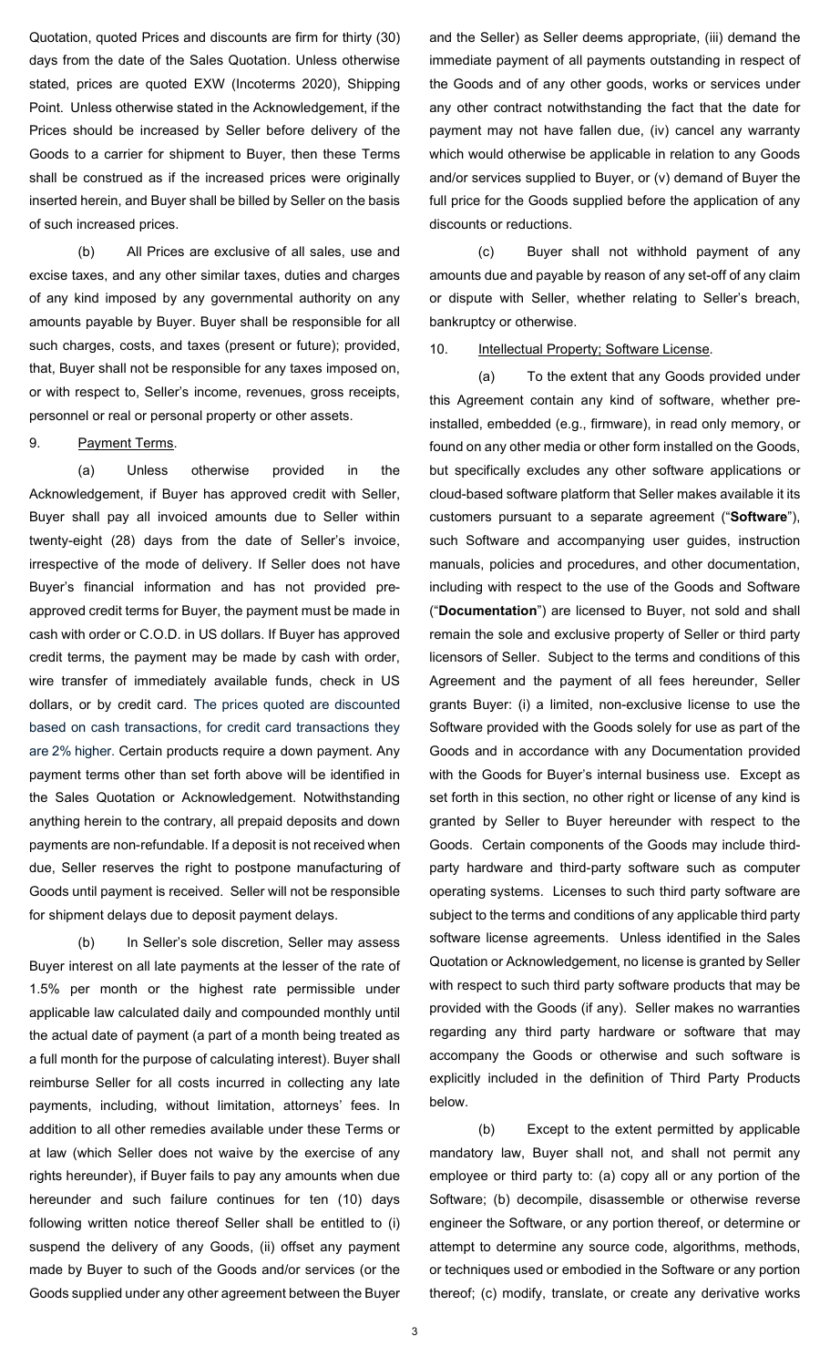Quotation, quoted Prices and discounts are firm for thirty (30) days from the date of the Sales Quotation. Unless otherwise stated, prices are quoted EXW (Incoterms 2020), Shipping Point. Unless otherwise stated in the Acknowledgement, if the Prices should be increased by Seller before delivery of the Goods to a carrier for shipment to Buyer, then these Terms shall be construed as if the increased prices were originally inserted herein, and Buyer shall be billed by Seller on the basis of such increased prices.

(b) All Prices are exclusive of all sales, use and excise taxes, and any other similar taxes, duties and charges of any kind imposed by any governmental authority on any amounts payable by Buyer. Buyer shall be responsible for all such charges, costs, and taxes (present or future); provided, that, Buyer shall not be responsible for any taxes imposed on, or with respect to, Seller's income, revenues, gross receipts, personnel or real or personal property or other assets.

9. Payment Terms.

(a) Unless otherwise provided in the Acknowledgement, if Buyer has approved credit with Seller, Buyer shall pay all invoiced amounts due to Seller within twenty-eight (28) days from the date of Seller's invoice, irrespective of the mode of delivery. If Seller does not have Buyer's financial information and has not provided pre-approved credit terms for Buyer, the payment must be made in cash with order or C.O.D. in US dollars. If Buyer has approved credit terms, the payment may be made by cash with order, wire transfer of immediately available funds, check in US dollars, or by credit card. The prices quoted are discounted based on cash transactions, for credit card transactions they are 2% higher. Certain products require a down payment. Any payment terms other than set forth above will be identified in the Sales Quotation or Acknowledgement. Notwithstanding anything herein to the contrary, all prepaid deposits and down payments are non-refundable. If a deposit is not received when due, Seller reserves the right to postpone manufacturing of Goods until payment is received. Seller will not be responsible for shipment delays due to deposit payment delays.

(b) In Seller's sole discretion, Seller may assess Buyer interest on all late payments at the lesser of the rate of 1.5% per month or the highest rate permissible under applicable law calculated daily and compounded monthly until the actual date of payment (a part of a month being treated as a full month for the purpose of calculating interest). Buyer shall reimburse Seller for all costs incurred in collecting any late payments, including, without limitation, attorneys' fees. In addition to all other remedies available under these Terms or at law (which Seller does not waive by the exercise of any rights hereunder), if Buyer fails to pay any amounts when due hereunder and such failure continues for ten (10) days following written notice thereof Seller shall be entitled to (i) suspend the delivery of any Goods, (ii) offset any payment made by Buyer to such of the Goods and/or services (or the Goods supplied under any other agreement between the Buyer and the Seller) as Seller deems appropriate, (iii) demand the immediate payment of all payments outstanding in respect of the Goods and of any other goods, works or services under any other contract notwithstanding the fact that the date for payment may not have fallen due, (iv) cancel any warranty which would otherwise be applicable in relation to any Goods and/or services supplied to Buyer, or (v) demand of Buyer the full price for the Goods supplied before the application of any discounts or reductions.

(c) Buyer shall not withhold payment of any amounts due and payable by reason of any set-off of any claim or dispute with Seller, whether relating to Seller's breach, bankruptcy or otherwise.

10. Intellectual Property; Software License.

(a) To the extent that any Goods provided under this Agreement contain any kind of software, whether pre-installed, embedded (e.g., firmware), in read only memory, or found on any other media or other form installed on the Goods, but specifically excludes any other software applications or cloud-based software platform that Seller makes available it its customers pursuant to a separate agreement ("**Software**"), such Software and accompanying user guides, instruction manuals, policies and procedures, and other documentation, including with respect to the use of the Goods and Software ("**Documentation**") are licensed to Buyer, not sold and shall remain the sole and exclusive property of Seller or third party licensors of Seller. Subject to the terms and conditions of this Agreement and the payment of all fees hereunder, Seller grants Buyer: (i) a limited, non-exclusive license to use the Software provided with the Goods solely for use as part of the Goods and in accordance with any Documentation provided with the Goods for Buyer's internal business use. Except as set forth in this section, no other right or license of any kind is granted by Seller to Buyer hereunder with respect to the Goods. Certain components of the Goods may include third-party hardware and third-party software such as computer operating systems. Licenses to such third party software are subject to the terms and conditions of any applicable third party software license agreements. Unless identified in the Sales Quotation or Acknowledgement, no license is granted by Seller with respect to such third party software products that may be provided with the Goods (if any). Seller makes no warranties regarding any third party hardware or software that may accompany the Goods or otherwise and such software is explicitly included in the definition of Third Party Products below.

(b) Except to the extent permitted by applicable mandatory law, Buyer shall not, and shall not permit any employee or third party to: (a) copy all or any portion of the Software; (b) decompile, disassemble or otherwise reverse engineer the Software, or any portion thereof, or determine or attempt to determine any source code, algorithms, methods, or techniques used or embodied in the Software or any portion thereof; (c) modify, translate, or create any derivative works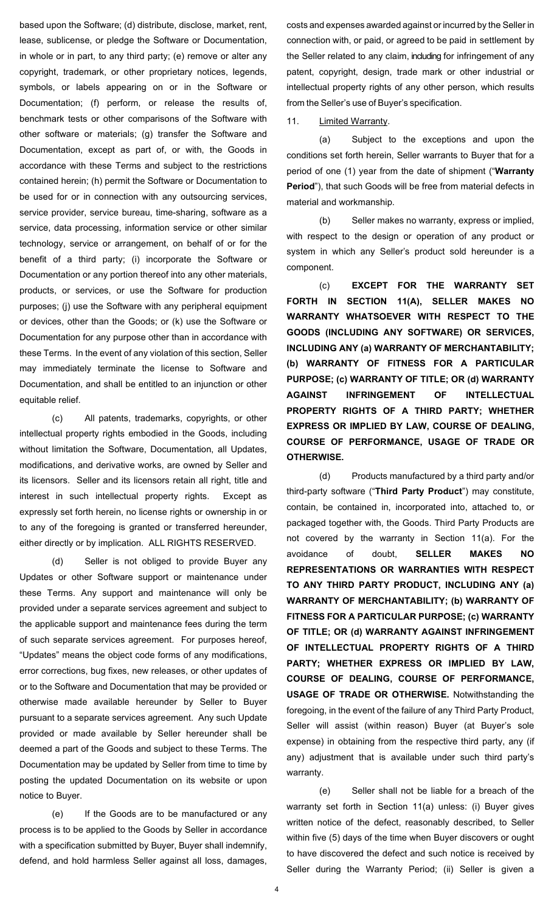based upon the Software; (d) distribute, disclose, market, rent, lease, sublicense, or pledge the Software or Documentation, in whole or in part, to any third party; (e) remove or alter any copyright, trademark, or other proprietary notices, legends, symbols, or labels appearing on or in the Software or Documentation; (f) perform, or release the results of, benchmark tests or other comparisons of the Software with other software or materials; (g) transfer the Software and Documentation, except as part of, or with, the Goods in accordance with these Terms and subject to the restrictions contained herein; (h) permit the Software or Documentation to be used for or in connection with any outsourcing services, service provider, service bureau, time-sharing, software as a service, data processing, information service or other similar technology, service or arrangement, on behalf of or for the benefit of a third party; (i) incorporate the Software or Documentation or any portion thereof into any other materials, products, or services, or use the Software for production purposes; (j) use the Software with any peripheral equipment or devices, other than the Goods; or (k) use the Software or Documentation for any purpose other than in accordance with these Terms. In the event of any violation of this section, Seller may immediately terminate the license to Software and Documentation, and shall be entitled to an injunction or other equitable relief.

(c) All patents, trademarks, copyrights, or other intellectual property rights embodied in the Goods, including without limitation the Software, Documentation, all Updates, modifications, and derivative works, are owned by Seller and its licensors. Seller and its licensors retain all right, title and interest in such intellectual property rights. Except as expressly set forth herein, no license rights or ownership in or to any of the foregoing is granted or transferred hereunder, either directly or by implication. ALL RIGHTS RESERVED.

(d) Seller is not obliged to provide Buyer any Updates or other Software support or maintenance under these Terms. Any support and maintenance will only be provided under a separate services agreement and subject to the applicable support and maintenance fees during the term of such separate services agreement. For purposes hereof, "Updates" means the object code forms of any modifications, error corrections, bug fixes, new releases, or other updates of or to the Software and Documentation that may be provided or otherwise made available hereunder by Seller to Buyer pursuant to a separate services agreement. Any such Update provided or made available by Seller hereunder shall be deemed a part of the Goods and subject to these Terms. The Documentation may be updated by Seller from time to time by posting the updated Documentation on its website or upon notice to Buyer.

(e) If the Goods are to be manufactured or any process is to be applied to the Goods by Seller in accordance with a specification submitted by Buyer, Buyer shall indemnify, defend, and hold harmless Seller against all loss, damages, costs and expenses awarded against or incurred by the Seller in connection with, or paid, or agreed to be paid in settlement by the Seller related to any claim, including for infringement of any patent, copyright, design, trade mark or other industrial or intellectual property rights of any other person, which results from the Seller's use of Buyer's specification.

11. Limited Warranty.

(a) Subject to the exceptions and upon the conditions set forth herein, Seller warrants to Buyer that for a period of one (1) year from the date of shipment ("**Warranty Period**"), that such Goods will be free from material defects in material and workmanship.

(b) Seller makes no warranty, express or implied, with respect to the design or operation of any product or system in which any Seller's product sold hereunder is a component.

(c) **EXCEPT FOR THE WARRANTY SET FORTH IN SECTION 11(A), SELLER MAKES NO WARRANTY WHATSOEVER WITH RESPECT TO THE GOODS (INCLUDING ANY SOFTWARE) OR SERVICES, INCLUDING ANY (a) WARRANTY OF MERCHANTABILITY; (b) WARRANTY OF FITNESS FOR A PARTICULAR PURPOSE; (c) WARRANTY OF TITLE; OR (d) WARRANTY AGAINST INFRINGEMENT OF INTELLECTUAL PROPERTY RIGHTS OF A THIRD PARTY; WHETHER EXPRESS OR IMPLIED BY LAW, COURSE OF DEALING, COURSE OF PERFORMANCE, USAGE OF TRADE OR OTHERWISE.**

(d) Products manufactured by a third party and/or third-party software ("**Third Party Product**") may constitute, contain, be contained in, incorporated into, attached to, or packaged together with, the Goods. Third Party Products are not covered by the warranty in Section 11(a). For the avoidance of doubt, **SELLER MAKES NO REPRESENTATIONS OR WARRANTIES WITH RESPECT TO ANY THIRD PARTY PRODUCT, INCLUDING ANY (a) WARRANTY OF MERCHANTABILITY; (b) WARRANTY OF FITNESS FOR A PARTICULAR PURPOSE; (c) WARRANTY OF TITLE; OR (d) WARRANTY AGAINST INFRINGEMENT OF INTELLECTUAL PROPERTY RIGHTS OF A THIRD PARTY; WHETHER EXPRESS OR IMPLIED BY LAW, COURSE OF DEALING, COURSE OF PERFORMANCE, USAGE OF TRADE OR OTHERWISE.** Notwithstanding the foregoing, in the event of the failure of any Third Party Product, Seller will assist (within reason) Buyer (at Buyer's sole expense) in obtaining from the respective third party, any (if any) adjustment that is available under such third party's warranty.

(e) Seller shall not be liable for a breach of the warranty set forth in Section 11(a) unless: (i) Buyer gives written notice of the defect, reasonably described, to Seller within five (5) days of the time when Buyer discovers or ought to have discovered the defect and such notice is received by Seller during the Warranty Period; (ii) Seller is given a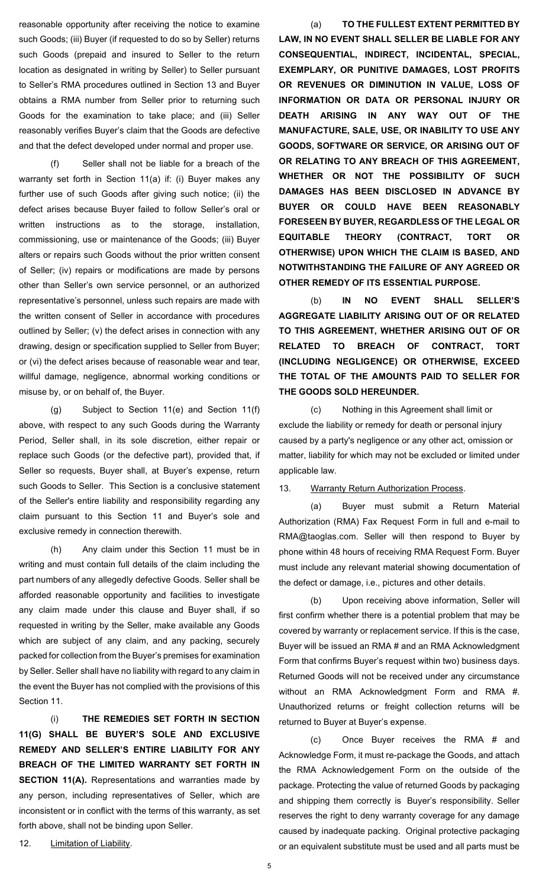reasonable opportunity after receiving the notice to examine such Goods; (iii) Buyer (if requested to do so by Seller) returns such Goods (prepaid and insured to Seller to the return location as designated in writing by Seller) to Seller pursuant to Seller's RMA procedures outlined in Section 13 and Buyer obtains a RMA number from Seller prior to returning such Goods for the examination to take place; and (iii) Seller reasonably verifies Buyer's claim that the Goods are defective and that the defect developed under normal and proper use.

(f) Seller shall not be liable for a breach of the warranty set forth in Section 11(a) if: (i) Buyer makes any further use of such Goods after giving such notice; (ii) the defect arises because Buyer failed to follow Seller's oral or written instructions as to the storage, installation, commissioning, use or maintenance of the Goods; (iii) Buyer alters or repairs such Goods without the prior written consent of Seller; (iv) repairs or modifications are made by persons other than Seller's own service personnel, or an authorized representative's personnel, unless such repairs are made with the written consent of Seller in accordance with procedures outlined by Seller; (v) the defect arises in connection with any drawing, design or specification supplied to Seller from Buyer; or (vi) the defect arises because of reasonable wear and tear, willful damage, negligence, abnormal working conditions or misuse by, or on behalf of, the Buyer.

(g) Subject to Section 11(e) and Section 11(f) above, with respect to any such Goods during the Warranty Period, Seller shall, in its sole discretion, either repair or replace such Goods (or the defective part), provided that, if Seller so requests, Buyer shall, at Buyer's expense, return such Goods to Seller. This Section is a conclusive statement of the Seller's entire liability and responsibility regarding any claim pursuant to this Section 11 and Buyer's sole and exclusive remedy in connection therewith.

(h) Any claim under this Section 11 must be in writing and must contain full details of the claim including the part numbers of any allegedly defective Goods. Seller shall be afforded reasonable opportunity and facilities to investigate any claim made under this clause and Buyer shall, if so requested in writing by the Seller, make available any Goods which are subject of any claim, and any packing, securely packed for collection from the Buyer's premises for examination by Seller. Seller shall have no liability with regard to any claim in the event the Buyer has not complied with the provisions of this Section 11.

(i) **THE REMEDIES SET FORTH IN SECTION 11(G) SHALL BE BUYER'S SOLE AND EXCLUSIVE REMEDY AND SELLER'S ENTIRE LIABILITY FOR ANY BREACH OF THE LIMITED WARRANTY SET FORTH IN SECTION 11(A).** Representations and warranties made by any person, including representatives of Seller, which are inconsistent or in conflict with the terms of this warranty, as set forth above, shall not be binding upon Seller.

12. Limitation of Liability.

(a) **TO THE FULLEST EXTENT PERMITTED BY LAW, IN NO EVENT SHALL SELLER BE LIABLE FOR ANY CONSEQUENTIAL, INDIRECT, INCIDENTAL, SPECIAL, EXEMPLARY, OR PUNITIVE DAMAGES, LOST PROFITS OR REVENUES OR DIMINUTION IN VALUE, LOSS OF INFORMATION OR DATA OR PERSONAL INJURY OR DEATH ARISING IN ANY WAY OUT OF THE MANUFACTURE, SALE, USE, OR INABILITY TO USE ANY GOODS, SOFTWARE OR SERVICE, OR ARISING OUT OF OR RELATING TO ANY BREACH OF THIS AGREEMENT, WHETHER OR NOT THE POSSIBILITY OF SUCH DAMAGES HAS BEEN DISCLOSED IN ADVANCE BY BUYER OR COULD HAVE BEEN REASONABLY FORESEEN BY BUYER, REGARDLESS OF THE LEGAL OR EQUITABLE THEORY (CONTRACT, TORT OR OTHERWISE) UPON WHICH THE CLAIM IS BASED, AND NOTWITHSTANDING THE FAILURE OF ANY AGREED OR OTHER REMEDY OF ITS ESSENTIAL PURPOSE.**

(b) **IN NO EVENT SHALL SELLER'S AGGREGATE LIABILITY ARISING OUT OF OR RELATED TO THIS AGREEMENT, WHETHER ARISING OUT OF OR RELATED TO BREACH OF CONTRACT, TORT (INCLUDING NEGLIGENCE) OR OTHERWISE, EXCEED THE TOTAL OF THE AMOUNTS PAID TO SELLER FOR THE GOODS SOLD HEREUNDER.**

(c) Nothing in this Agreement shall limit or exclude the liability or remedy for death or personal injury caused by a party's negligence or any other act, omission or matter, liability for which may not be excluded or limited under applicable law.

13. Warranty Return Authorization Process.

(a) Buyer must submit a Return Material Authorization (RMA) Fax Request Form in full and e-mail to RMA@taoglas.com. Seller will then respond to Buyer by phone within 48 hours of receiving RMA Request Form. Buyer must include any relevant material showing documentation of the defect or damage, i.e., pictures and other details.

(b) Upon receiving above information, Seller will first confirm whether there is a potential problem that may be covered by warranty or replacement service. If this is the case, Buyer will be issued an RMA # and an RMA Acknowledgment Form that confirms Buyer's request within two) business days. Returned Goods will not be received under any circumstance without an RMA Acknowledgment Form and RMA #. Unauthorized returns or freight collection returns will be returned to Buyer at Buyer's expense.

(c) Once Buyer receives the RMA # and Acknowledge Form, it must re-package the Goods, and attach the RMA Acknowledgement Form on the outside of the package. Protecting the value of returned Goods by packaging and shipping them correctly is Buyer's responsibility. Seller reserves the right to deny warranty coverage for any damage caused by inadequate packing. Original protective packaging or an equivalent substitute must be used and all parts must be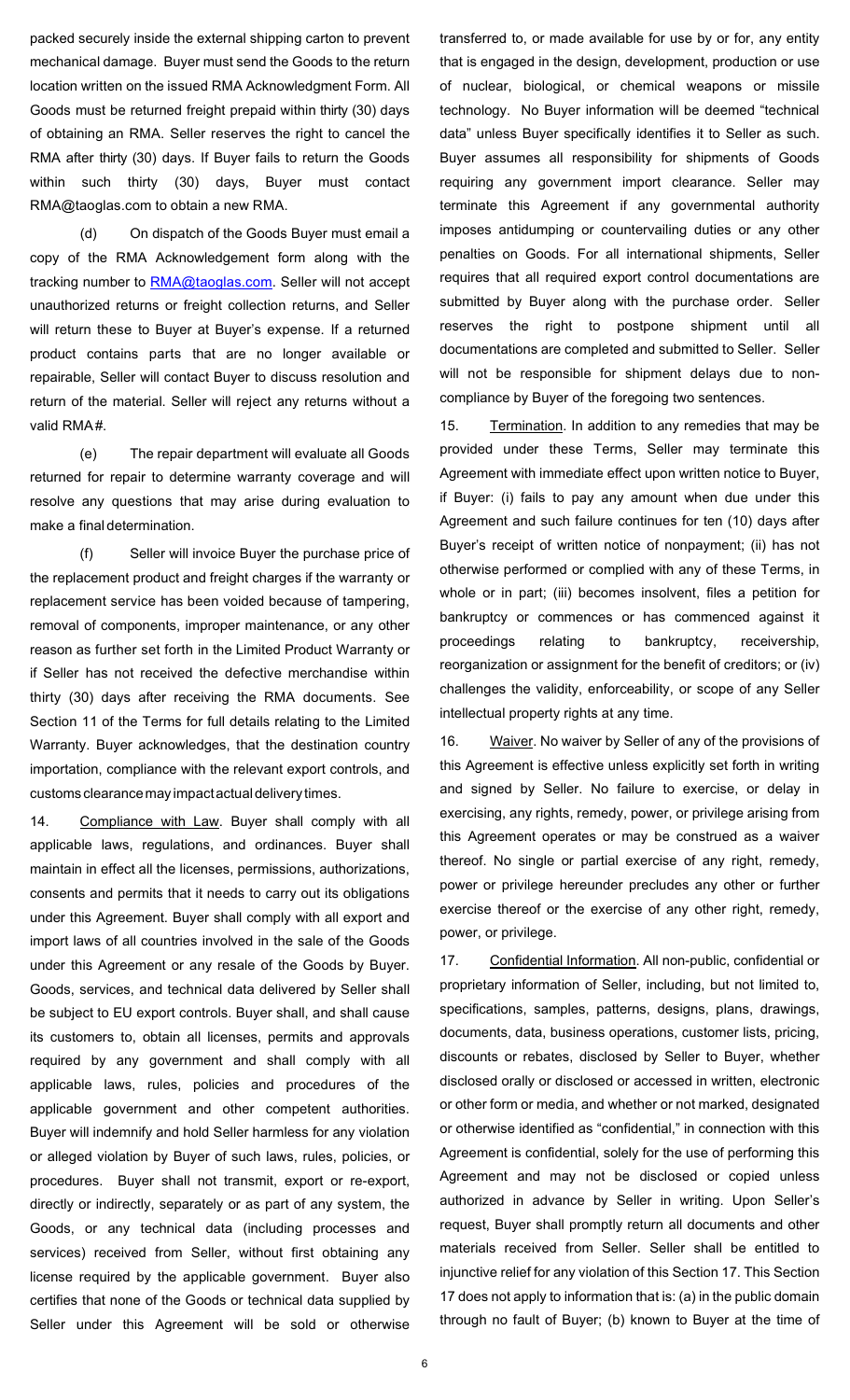packed securely inside the external shipping carton to prevent mechanical damage. Buyer must send the Goods to the return location written on the issued RMA Acknowledgment Form. All Goods must be returned freight prepaid within thirty (30) days of obtaining an RMA. Seller reserves the right to cancel the RMA after thirty (30) days. If Buyer fails to return the Goods within such thirty (30) days, Buyer must contact RMA@taoglas.com to obtain a new RMA.

(d) On dispatch of the Goods Buyer must email a copy of the RMA Acknowledgement form along with the tracking number to RMA@taoglas.com. Seller will not accept unauthorized returns or freight collection returns, and Seller will return these to Buyer at Buyer's expense. If a returned product contains parts that are no longer available or repairable, Seller will contact Buyer to discuss resolution and return of the material. Seller will reject any returns without a valid RMA#.

(e) The repair department will evaluate all Goods returned for repair to determine warranty coverage and will resolve any questions that may arise during evaluation to make a final determination.

(f) Seller will invoice Buyer the purchase price of the replacement product and freight charges if the warranty or replacement service has been voided because of tampering, removal of components, improper maintenance, or any other reason as further set forth in the Limited Product Warranty or if Seller has not received the defective merchandise within thirty (30) days after receiving the RMA documents. See Section 11 of the Terms for full details relating to the Limited Warranty. Buyer acknowledges, that the destination country importation, compliance with the relevant export controls, and customs clearance may impact actual delivery times.

14. Compliance with Law. Buyer shall comply with all applicable laws, regulations, and ordinances. Buyer shall maintain in effect all the licenses, permissions, authorizations, consents and permits that it needs to carry out its obligations under this Agreement. Buyer shall comply with all export and import laws of all countries involved in the sale of the Goods under this Agreement or any resale of the Goods by Buyer. Goods, services, and technical data delivered by Seller shall be subject to EU export controls. Buyer shall, and shall cause its customers to, obtain all licenses, permits and approvals required by any government and shall comply with all applicable laws, rules, policies and procedures of the applicable government and other competent authorities. Buyer will indemnify and hold Seller harmless for any violation or alleged violation by Buyer of such laws, rules, policies, or procedures. Buyer shall not transmit, export or re-export, directly or indirectly, separately or as part of any system, the Goods, or any technical data (including processes and services) received from Seller, without first obtaining any license required by the applicable government. Buyer also certifies that none of the Goods or technical data supplied by Seller under this Agreement will be sold or otherwise transferred to, or made available for use by or for, any entity that is engaged in the design, development, production or use of nuclear, biological, or chemical weapons or missile technology. No Buyer information will be deemed "technical data" unless Buyer specifically identifies it to Seller as such. Buyer assumes all responsibility for shipments of Goods requiring any government import clearance. Seller may terminate this Agreement if any governmental authority imposes antidumping or countervailing duties or any other penalties on Goods. For all international shipments, Seller requires that all required export control documentations are submitted by Buyer along with the purchase order. Seller reserves the right to postpone shipment until all documentations are completed and submitted to Seller. Seller will not be responsible for shipment delays due to non-compliance by Buyer of the foregoing two sentences.

15. Termination. In addition to any remedies that may be provided under these Terms, Seller may terminate this Agreement with immediate effect upon written notice to Buyer, if Buyer: (i) fails to pay any amount when due under this Agreement and such failure continues for ten (10) days after Buyer's receipt of written notice of nonpayment; (ii) has not otherwise performed or complied with any of these Terms, in whole or in part; (iii) becomes insolvent, files a petition for bankruptcy or commences or has commenced against it proceedings relating to bankruptcy, receivership, reorganization or assignment for the benefit of creditors; or (iv) challenges the validity, enforceability, or scope of any Seller intellectual property rights at any time.

16. Waiver. No waiver by Seller of any of the provisions of this Agreement is effective unless explicitly set forth in writing and signed by Seller. No failure to exercise, or delay in exercising, any rights, remedy, power, or privilege arising from this Agreement operates or may be construed as a waiver thereof. No single or partial exercise of any right, remedy, power or privilege hereunder precludes any other or further exercise thereof or the exercise of any other right, remedy, power, or privilege.

17. Confidential Information. All non-public, confidential or proprietary information of Seller, including, but not limited to, specifications, samples, patterns, designs, plans, drawings, documents, data, business operations, customer lists, pricing, discounts or rebates, disclosed by Seller to Buyer, whether disclosed orally or disclosed or accessed in written, electronic or other form or media, and whether or not marked, designated or otherwise identified as "confidential," in connection with this Agreement is confidential, solely for the use of performing this Agreement and may not be disclosed or copied unless authorized in advance by Seller in writing. Upon Seller's request, Buyer shall promptly return all documents and other materials received from Seller. Seller shall be entitled to injunctive relief for any violation of this Section 17. This Section 17 does not apply to information that is: (a) in the public domain through no fault of Buyer; (b) known to Buyer at the time of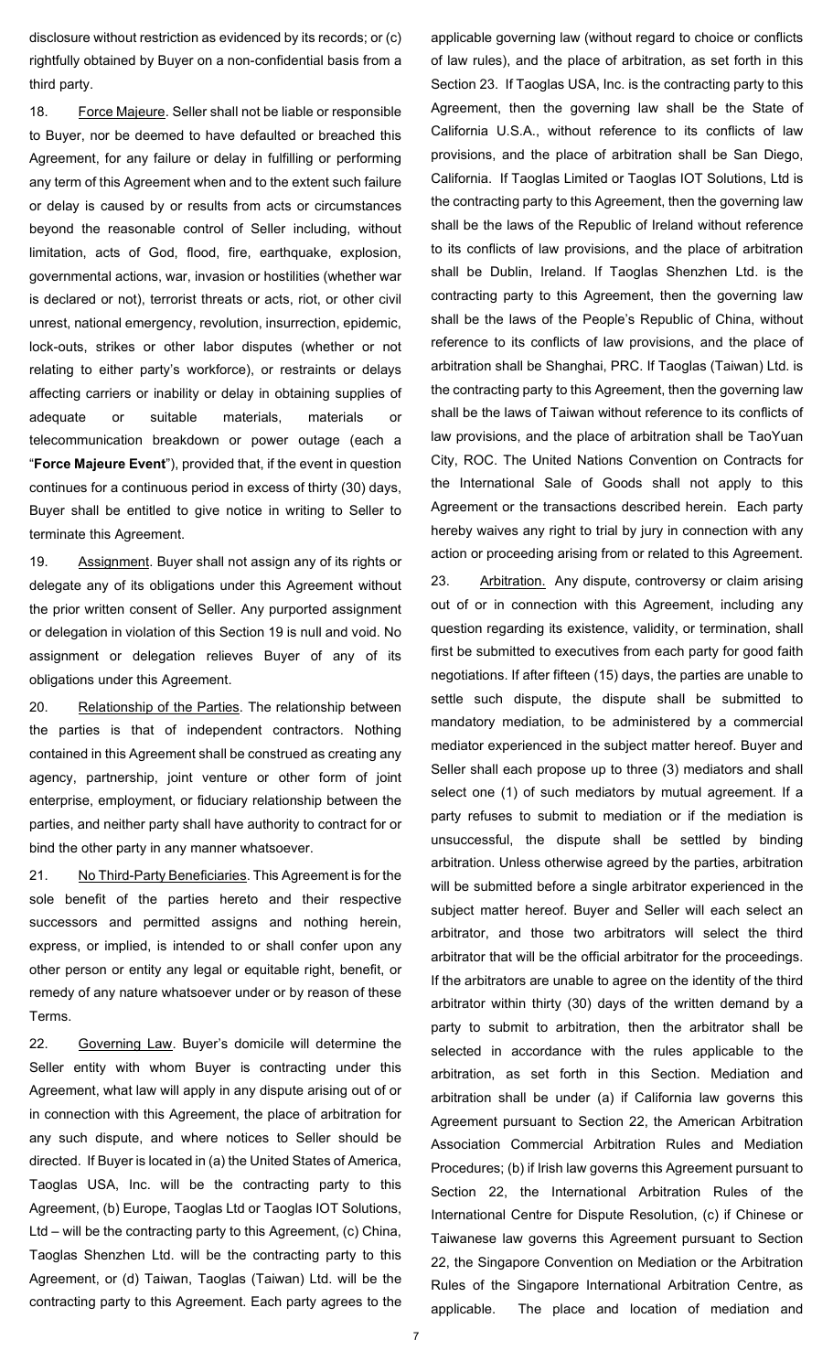disclosure without restriction as evidenced by its records; or (c) rightfully obtained by Buyer on a non-confidential basis from a third party.

18. Force Majeure. Seller shall not be liable or responsible to Buyer, nor be deemed to have defaulted or breached this Agreement, for any failure or delay in fulfilling or performing any term of this Agreement when and to the extent such failure or delay is caused by or results from acts or circumstances beyond the reasonable control of Seller including, without limitation, acts of God, flood, fire, earthquake, explosion, governmental actions, war, invasion or hostilities (whether war is declared or not), terrorist threats or acts, riot, or other civil unrest, national emergency, revolution, insurrection, epidemic, lock-outs, strikes or other labor disputes (whether or not relating to either party's workforce), or restraints or delays affecting carriers or inability or delay in obtaining supplies of adequate or suitable materials, materials or telecommunication breakdown or power outage (each a "**Force Majeure Event**"), provided that, if the event in question continues for a continuous period in excess of thirty (30) days, Buyer shall be entitled to give notice in writing to Seller to terminate this Agreement.

19. Assignment. Buyer shall not assign any of its rights or delegate any of its obligations under this Agreement without the prior written consent of Seller. Any purported assignment or delegation in violation of this Section 19 is null and void. No assignment or delegation relieves Buyer of any of its obligations under this Agreement.

20. Relationship of the Parties. The relationship between the parties is that of independent contractors. Nothing contained in this Agreement shall be construed as creating any agency, partnership, joint venture or other form of joint enterprise, employment, or fiduciary relationship between the parties, and neither party shall have authority to contract for or bind the other party in any manner whatsoever.

21. No Third-Party Beneficiaries. This Agreement is for the sole benefit of the parties hereto and their respective successors and permitted assigns and nothing herein, express, or implied, is intended to or shall confer upon any other person or entity any legal or equitable right, benefit, or remedy of any nature whatsoever under or by reason of these Terms.

22. Governing Law. Buyer's domicile will determine the Seller entity with whom Buyer is contracting under this Agreement, what law will apply in any dispute arising out of or in connection with this Agreement, the place of arbitration for any such dispute, and where notices to Seller should be directed. If Buyer is located in (a) the United States of America, Taoglas USA, Inc. will be the contracting party to this Agreement, (b) Europe, Taoglas Ltd or Taoglas IOT Solutions, Ltd – will be the contracting party to this Agreement, (c) China, Taoglas Shenzhen Ltd. will be the contracting party to this Agreement, or (d) Taiwan, Taoglas (Taiwan) Ltd. will be the contracting party to this Agreement. Each party agrees to the applicable governing law (without regard to choice or conflicts of law rules), and the place of arbitration, as set forth in this Section 23. If Taoglas USA, Inc. is the contracting party to this Agreement, then the governing law shall be the State of California U.S.A., without reference to its conflicts of law provisions, and the place of arbitration shall be San Diego, California. If Taoglas Limited or Taoglas IOT Solutions, Ltd is the contracting party to this Agreement, then the governing law shall be the laws of the Republic of Ireland without reference to its conflicts of law provisions, and the place of arbitration shall be Dublin, Ireland. If Taoglas Shenzhen Ltd. is the contracting party to this Agreement, then the governing law shall be the laws of the People's Republic of China, without reference to its conflicts of law provisions, and the place of arbitration shall be Shanghai, PRC. If Taoglas (Taiwan) Ltd. is the contracting party to this Agreement, then the governing law shall be the laws of Taiwan without reference to its conflicts of law provisions, and the place of arbitration shall be TaoYuan City, ROC. The United Nations Convention on Contracts for the International Sale of Goods shall not apply to this Agreement or the transactions described herein. Each party hereby waives any right to trial by jury in connection with any action or proceeding arising from or related to this Agreement.

23. Arbitration. Any dispute, controversy or claim arising out of or in connection with this Agreement, including any question regarding its existence, validity, or termination, shall first be submitted to executives from each party for good faith negotiations. If after fifteen (15) days, the parties are unable to settle such dispute, the dispute shall be submitted to mandatory mediation, to be administered by a commercial mediator experienced in the subject matter hereof. Buyer and Seller shall each propose up to three (3) mediators and shall select one (1) of such mediators by mutual agreement. If a party refuses to submit to mediation or if the mediation is unsuccessful, the dispute shall be settled by binding arbitration. Unless otherwise agreed by the parties, arbitration will be submitted before a single arbitrator experienced in the subject matter hereof. Buyer and Seller will each select an arbitrator, and those two arbitrators will select the third arbitrator that will be the official arbitrator for the proceedings. If the arbitrators are unable to agree on the identity of the third arbitrator within thirty (30) days of the written demand by a party to submit to arbitration, then the arbitrator shall be selected in accordance with the rules applicable to the arbitration, as set forth in this Section. Mediation and arbitration shall be under (a) if California law governs this Agreement pursuant to Section 22, the American Arbitration Association Commercial Arbitration Rules and Mediation Procedures; (b) if Irish law governs this Agreement pursuant to Section 22, the International Arbitration Rules of the International Centre for Dispute Resolution, (c) if Chinese or Taiwanese law governs this Agreement pursuant to Section 22, the Singapore Convention on Mediation or the Arbitration Rules of the Singapore International Arbitration Centre, as applicable. The place and location of mediation and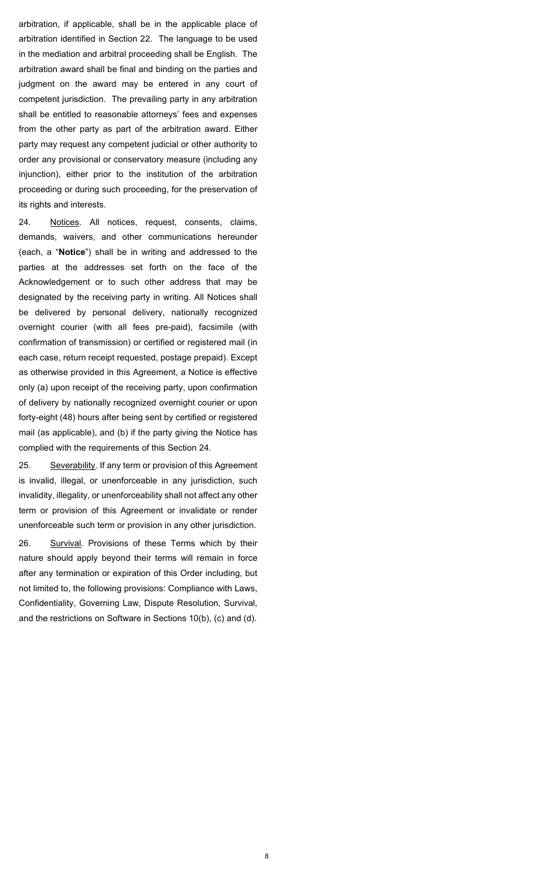arbitration, if applicable, shall be in the applicable place of arbitration identified in Section 22. The language to be used in the mediation and arbitral proceeding shall be English. The arbitration award shall be final and binding on the parties and judgment on the award may be entered in any court of competent jurisdiction. The prevailing party in any arbitration shall be entitled to reasonable attorneys' fees and expenses from the other party as part of the arbitration award. Either party may request any competent judicial or other authority to order any provisional or conservatory measure (including any injunction), either prior to the institution of the arbitration proceeding or during such proceeding, for the preservation of its rights and interests.

24. Notices. All notices, request, consents, claims, demands, waivers, and other communications hereunder (each, a "**Notice**") shall be in writing and addressed to the parties at the addresses set forth on the face of the Acknowledgement or to such other address that may be designated by the receiving party in writing. All Notices shall be delivered by personal delivery, nationally recognized overnight courier (with all fees pre-paid), facsimile (with confirmation of transmission) or certified or registered mail (in each case, return receipt requested, postage prepaid). Except as otherwise provided in this Agreement, a Notice is effective only (a) upon receipt of the receiving party, upon confirmation of delivery by nationally recognized overnight courier or upon forty-eight (48) hours after being sent by certified or registered mail (as applicable), and (b) if the party giving the Notice has complied with the requirements of this Section 24.

25. Severability. If any term or provision of this Agreement is invalid, illegal, or unenforceable in any jurisdiction, such invalidity, illegality, or unenforceability shall not affect any other term or provision of this Agreement or invalidate or render unenforceable such term or provision in any other jurisdiction.

26. Survival. Provisions of these Terms which by their nature should apply beyond their terms will remain in force after any termination or expiration of this Order including, but not limited to, the following provisions: Compliance with Laws, Confidentiality, Governing Law, Dispute Resolution, Survival, and the restrictions on Software in Sections 10(b), (c) and (d).